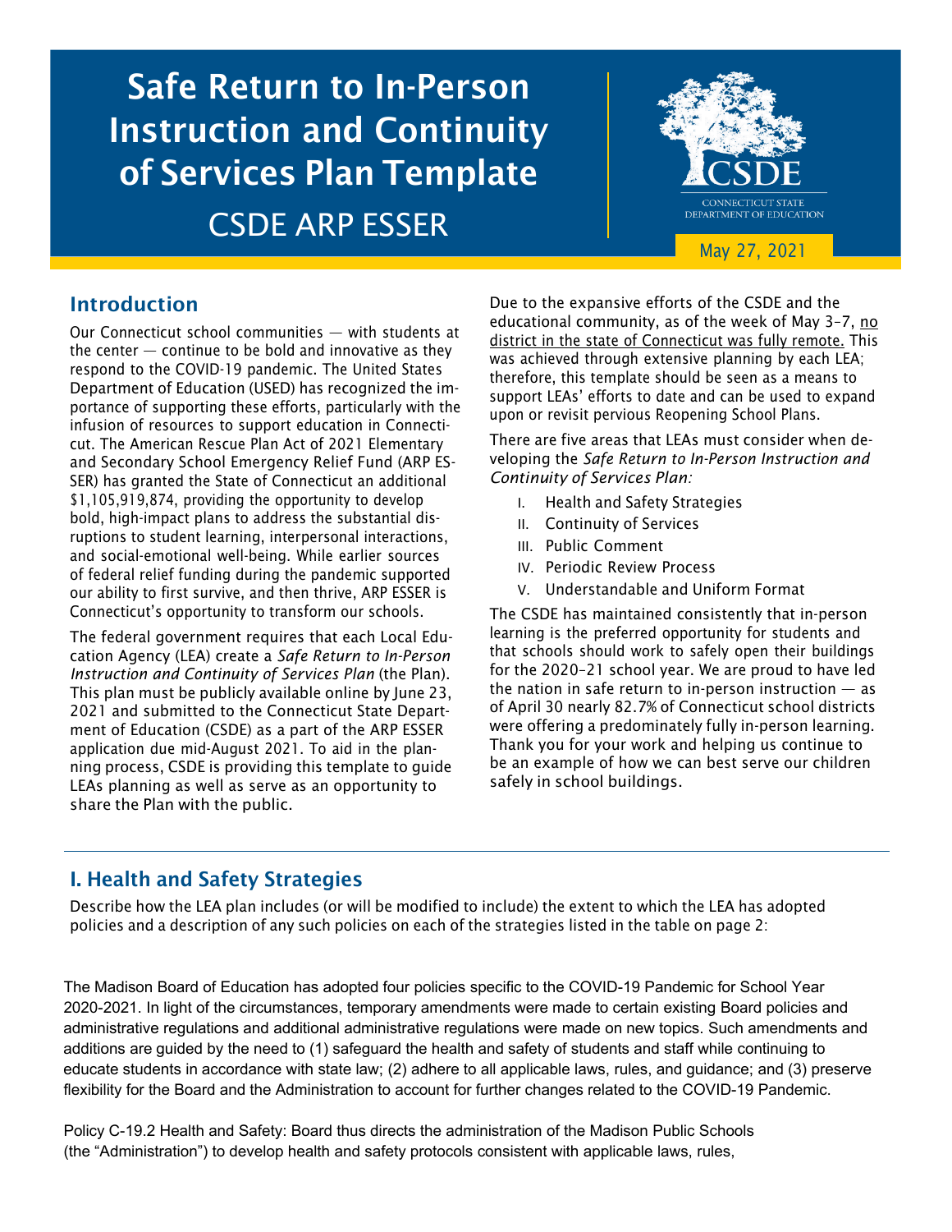# Safe Return to In-Person Instruction and Continuity of Services Plan Template

CSDE ARP ESSER

CSDE
CONNECTICUT STATE DEPARTMENT OF EDUCATION

May 27, 2021

## Introduction

Our Connecticut school communities — with students at the center — continue to be bold and innovative as they respond to the COVID-19 pandemic. The United States Department of Education (USED) has recognized the importance of supporting these efforts, particularly with the infusion of resources to support education in Connecticut. The American Rescue Plan Act of 2021 Elementary and Secondary School Emergency Relief Fund (ARP ESSER) has granted the State of Connecticut an additional $1,105,919,874, providing the opportunity to develop bold, high-impact plans to address the substantial disruptions to student learning, interpersonal interactions, and social-emotional well-being. While earlier sources of federal relief funding during the pandemic supported our ability to first survive, and then thrive, ARP ESSER is Connecticut's opportunity to transform our schools.

The federal government requires that each Local Education Agency (LEA) create a *Safe Return to In-Person Instruction and Continuity of Services Plan* (the Plan). This plan must be publicly available online by June 23, 2021 and submitted to the Connecticut State Department of Education (CSDE) as a part of the ARP ESSER application due mid-August 2021. To aid in the planning process, CSDE is providing this template to guide LEAs planning as well as serve as an opportunity to share the Plan with the public.

Due to the expansive efforts of the CSDE and the educational community, as of the week of May 3–7, no district in the state of Connecticut was fully remote. This was achieved through extensive planning by each LEA; therefore, this template should be seen as a means to support LEAs' efforts to date and can be used to expand upon or revisit pervious Reopening School Plans.

There are five areas that LEAs must consider when developing the *Safe Return to In-Person Instruction and Continuity of Services Plan:*

I. Health and Safety Strategies
II. Continuity of Services
III. Public Comment
IV. Periodic Review Process
V. Understandable and Uniform Format

The CSDE has maintained consistently that in-person learning is the preferred opportunity for students and that schools should work to safely open their buildings for the 2020–21 school year. We are proud to have led the nation in safe return to in-person instruction — as of April 30 nearly 82.7% of Connecticut school districts were offering a predominately fully in-person learning. Thank you for your work and helping us continue to be an example of how we can best serve our children safely in school buildings.

## I. Health and Safety Strategies

Describe how the LEA plan includes (or will be modified to include) the extent to which the LEA has adopted policies and a description of any such policies on each of the strategies listed in the table on page 2:

The Madison Board of Education has adopted four policies specific to the COVID-19 Pandemic for School Year 2020-2021. In light of the circumstances, temporary amendments were made to certain existing Board policies and administrative regulations and additional administrative regulations were made on new topics. Such amendments and additions are guided by the need to (1) safeguard the health and safety of students and staff while continuing to educate students in accordance with state law; (2) adhere to all applicable laws, rules, and guidance; and (3) preserve flexibility for the Board and the Administration to account for further changes related to the COVID-19 Pandemic.

Policy C-19.2 Health and Safety: Board thus directs the administration of the Madison Public Schools (the "Administration") to develop health and safety protocols consistent with applicable laws, rules,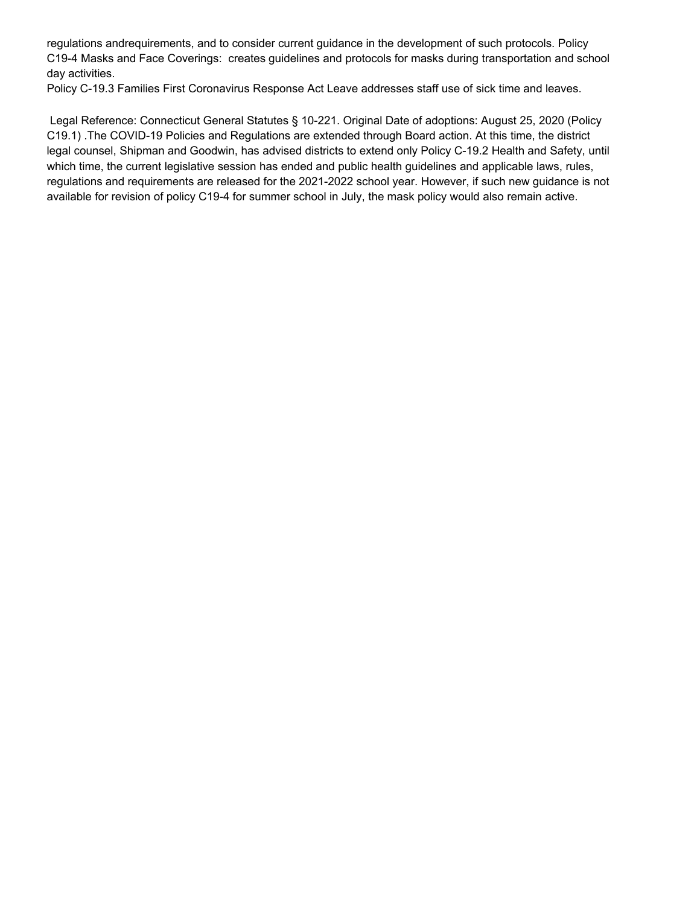regulations andrequirements, and to consider current guidance in the development of such protocols. Policy C19-4 Masks and Face Coverings:  creates guidelines and protocols for masks during transportation and school day activities.
Policy C-19.3 Families First Coronavirus Response Act Leave addresses staff use of sick time and leaves.

Legal Reference: Connecticut General Statutes § 10-221. Original Date of adoptions: August 25, 2020 (Policy C19.1) .The COVID-19 Policies and Regulations are extended through Board action. At this time, the district legal counsel, Shipman and Goodwin, has advised districts to extend only Policy C-19.2 Health and Safety, until which time, the current legislative session has ended and public health guidelines and applicable laws, rules, regulations and requirements are released for the 2021-2022 school year. However, if such new guidance is not available for revision of policy C19-4 for summer school in July, the mask policy would also remain active.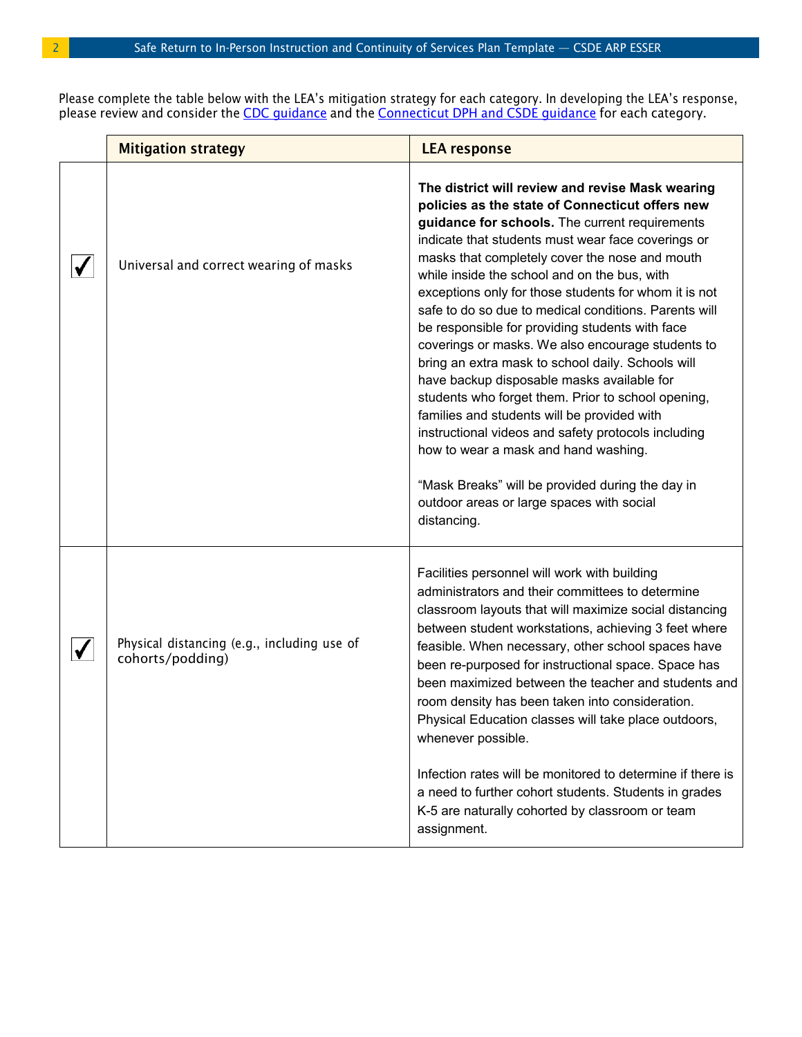Please complete the table below with the LEA's mitigation strategy for each category. In developing the LEA's response, please review and consider the [CDC guidance](#) and the [Connecticut DPH and CSDE guidance](#) for each category.

| | Mitigation strategy | LEA response |
|---|---|---|
| ✓ | Universal and correct wearing of masks | **The district will review and revise Mask wearing policies as the state of Connecticut offers new guidance for schools.** The current requirements indicate that students must wear face coverings or masks that completely cover the nose and mouth while inside the school and on the bus, with exceptions only for those students for whom it is not safe to do so due to medical conditions. Parents will be responsible for providing students with face coverings or masks. We also encourage students to bring an extra mask to school daily. Schools will have backup disposable masks available for students who forget them. Prior to school opening, families and students will be provided with instructional videos and safety protocols including how to wear a mask and hand washing.<br><br>"Mask Breaks" will be provided during the day in outdoor areas or large spaces with social distancing. |
| ✓ | Physical distancing (e.g., including use of cohorts/podding) | Facilities personnel will work with building administrators and their committees to determine classroom layouts that will maximize social distancing between student workstations, achieving 3 feet where feasible. When necessary, other school spaces have been re-purposed for instructional space. Space has been maximized between the teacher and students and room density has been taken into consideration. Physical Education classes will take place outdoors, whenever possible.<br><br>Infection rates will be monitored to determine if there is a need to further cohort students. Students in grades K-5 are naturally cohorted by classroom or team assignment. |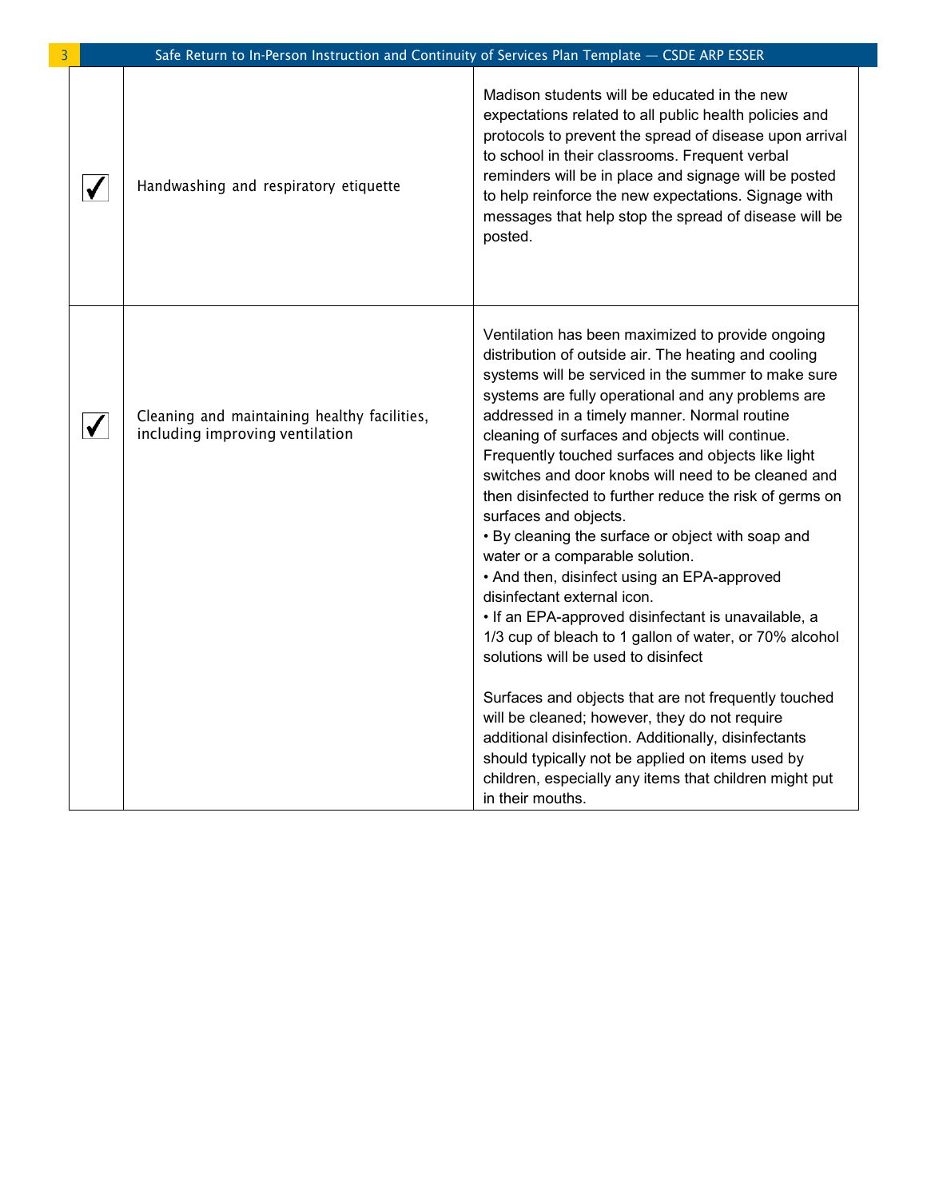| | | |
|---|---|---|
| ✓ | Handwashing and respiratory etiquette | Madison students will be educated in the new expectations related to all public health policies and protocols to prevent the spread of disease upon arrival to school in their classrooms. Frequent verbal reminders will be in place and signage will be posted to help reinforce the new expectations. Signage with messages that help stop the spread of disease will be posted. |
| ✓ | Cleaning and maintaining healthy facilities, including improving ventilation | Ventilation has been maximized to provide ongoing distribution of outside air. The heating and cooling systems will be serviced in the summer to make sure systems are fully operational and any problems are addressed in a timely manner. Normal routine cleaning of surfaces and objects will continue. Frequently touched surfaces and objects like light switches and door knobs will need to be cleaned and then disinfected to further reduce the risk of germs on surfaces and objects.<br>• By cleaning the surface or object with soap and water or a comparable solution.<br>• And then, disinfect using an EPA-approved disinfectant external icon.<br>• If an EPA-approved disinfectant is unavailable, a 1/3 cup of bleach to 1 gallon of water, or 70% alcohol solutions will be used to disinfect<br><br>Surfaces and objects that are not frequently touched will be cleaned; however, they do not require additional disinfection. Additionally, disinfectants should typically not be applied on items used by children, especially any items that children might put in their mouths. |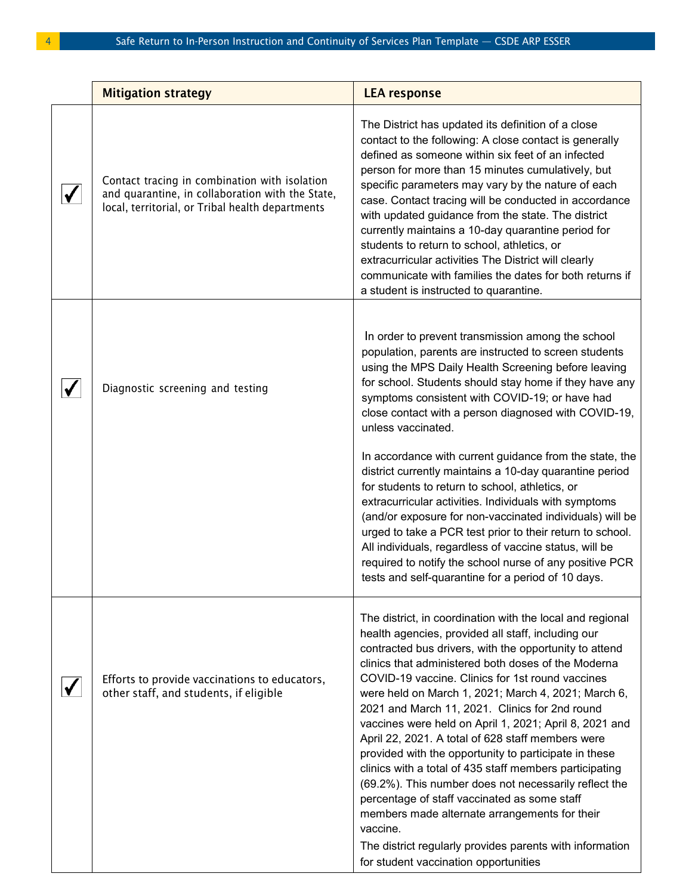| | Mitigation strategy | LEA response |
|---|---|---|
| ✔ | Contact tracing in combination with isolation and quarantine, in collaboration with the State, local, territorial, or Tribal health departments | The District has updated its definition of a close contact to the following: A close contact is generally defined as someone within six feet of an infected person for more than 15 minutes cumulatively, but specific parameters may vary by the nature of each case. Contact tracing will be conducted in accordance with updated guidance from the state. The district currently maintains a 10-day quarantine period for students to return to school, athletics, or extracurricular activities The District will clearly communicate with families the dates for both returns if a student is instructed to quarantine. |
| ✔ | Diagnostic screening and testing | In order to prevent transmission among the school population, parents are instructed to screen students using the MPS Daily Health Screening before leaving for school. Students should stay home if they have any symptoms consistent with COVID-19; or have had close contact with a person diagnosed with COVID-19, unless vaccinated.<br><br>In accordance with current guidance from the state, the district currently maintains a 10-day quarantine period for students to return to school, athletics, or extracurricular activities. Individuals with symptoms (and/or exposure for non-vaccinated individuals) will be urged to take a PCR test prior to their return to school. All individuals, regardless of vaccine status, will be required to notify the school nurse of any positive PCR tests and self-quarantine for a period of 10 days. |
| ✔ | Efforts to provide vaccinations to educators, other staff, and students, if eligible | The district, in coordination with the local and regional health agencies, provided all staff, including our contracted bus drivers, with the opportunity to attend clinics that administered both doses of the Moderna COVID-19 vaccine. Clinics for 1st round vaccines were held on March 1, 2021; March 4, 2021; March 6, 2021 and March 11, 2021. Clinics for 2nd round vaccines were held on April 1, 2021; April 8, 2021 and April 22, 2021. A total of 628 staff members were provided with the opportunity to participate in these clinics with a total of 435 staff members participating (69.2%). This number does not necessarily reflect the percentage of staff vaccinated as some staff members made alternate arrangements for their vaccine.<br>The district regularly provides parents with information for student vaccination opportunities |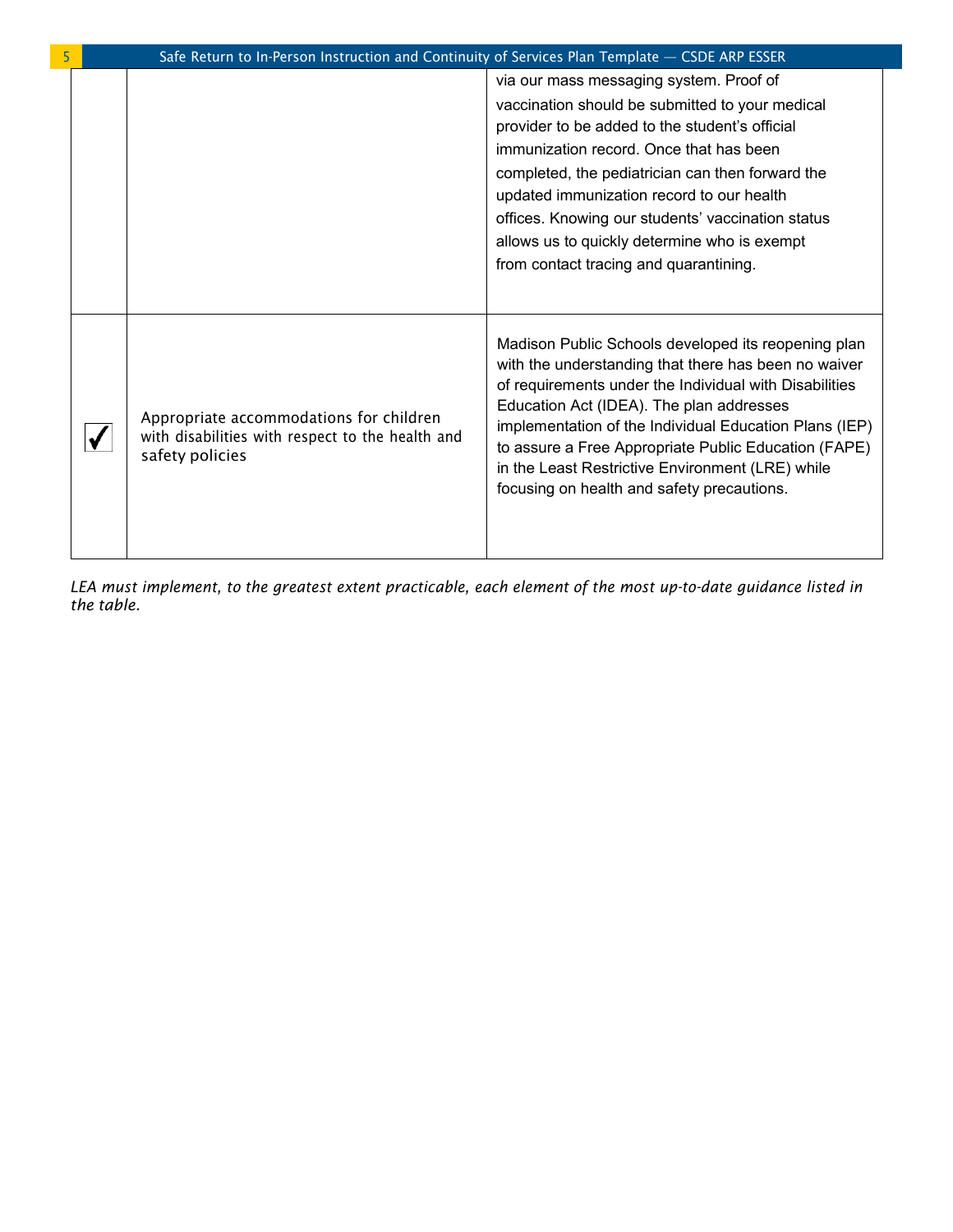| | | |
|---|---|---|
| | | via our mass messaging system. Proof of vaccination should be submitted to your medical provider to be added to the student's official immunization record. Once that has been completed, the pediatrician can then forward the updated immunization record to our health offices. Knowing our students' vaccination status allows us to quickly determine who is exempt from contact tracing and quarantining. |
| ✓ | Appropriate accommodations for children with disabilities with respect to the health and safety policies | Madison Public Schools developed its reopening plan with the understanding that there has been no waiver of requirements under the Individual with Disabilities Education Act (IDEA). The plan addresses implementation of the Individual Education Plans (IEP) to assure a Free Appropriate Public Education (FAPE) in the Least Restrictive Environment (LRE) while focusing on health and safety precautions. |

*LEA must implement, to the greatest extent practicable, each element of the most up-to-date guidance listed in the table.*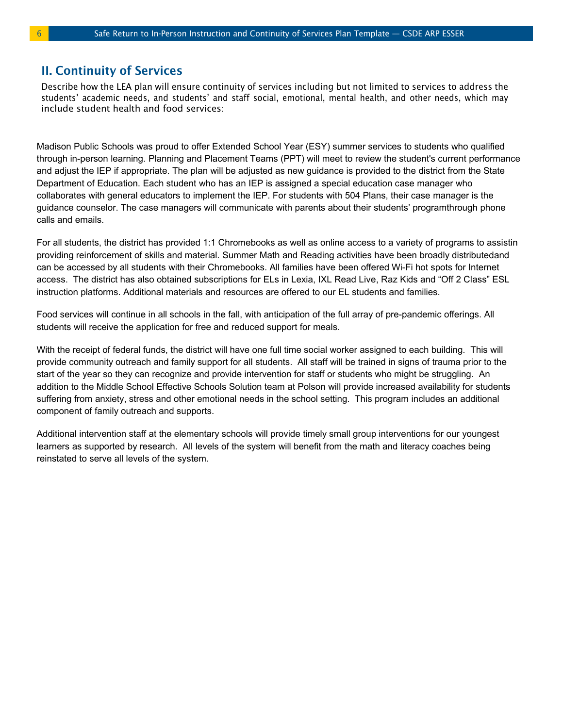## II. Continuity of Services

Describe how the LEA plan will ensure continuity of services including but not limited to services to address the students' academic needs, and students' and staff social, emotional, mental health, and other needs, which may include student health and food services:

Madison Public Schools was proud to offer Extended School Year (ESY) summer services to students who qualified through in-person learning. Planning and Placement Teams (PPT) will meet to review the student's current performance and adjust the IEP if appropriate. The plan will be adjusted as new guidance is provided to the district from the State Department of Education. Each student who has an IEP is assigned a special education case manager who collaborates with general educators to implement the IEP. For students with 504 Plans, their case manager is the guidance counselor. The case managers will communicate with parents about their students' programthrough phone calls and emails.

For all students, the district has provided 1:1 Chromebooks as well as online access to a variety of programs to assistin providing reinforcement of skills and material. Summer Math and Reading activities have been broadly distributedand can be accessed by all students with their Chromebooks. All families have been offered Wi-Fi hot spots for Internet access. The district has also obtained subscriptions for ELs in Lexia, IXL Read Live, Raz Kids and "Off 2 Class" ESL instruction platforms. Additional materials and resources are offered to our EL students and families.

Food services will continue in all schools in the fall, with anticipation of the full array of pre-pandemic offerings. All students will receive the application for free and reduced support for meals.

With the receipt of federal funds, the district will have one full time social worker assigned to each building. This will provide community outreach and family support for all students. All staff will be trained in signs of trauma prior to the start of the year so they can recognize and provide intervention for staff or students who might be struggling. An addition to the Middle School Effective Schools Solution team at Polson will provide increased availability for students suffering from anxiety, stress and other emotional needs in the school setting. This program includes an additional component of family outreach and supports.

Additional intervention staff at the elementary schools will provide timely small group interventions for our youngest learners as supported by research. All levels of the system will benefit from the math and literacy coaches being reinstated to serve all levels of the system.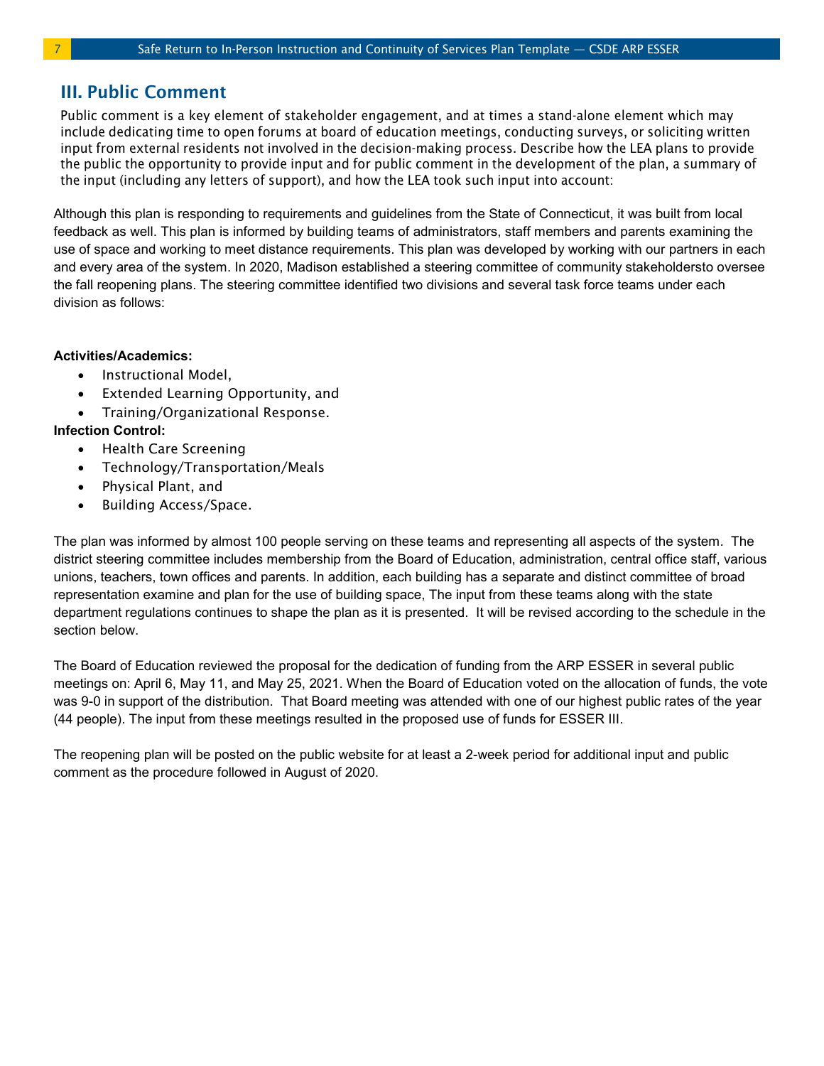## III. Public Comment

Public comment is a key element of stakeholder engagement, and at times a stand-alone element which may include dedicating time to open forums at board of education meetings, conducting surveys, or soliciting written input from external residents not involved in the decision-making process. Describe how the LEA plans to provide the public the opportunity to provide input and for public comment in the development of the plan, a summary of the input (including any letters of support), and how the LEA took such input into account:

Although this plan is responding to requirements and guidelines from the State of Connecticut, it was built from local feedback as well. This plan is informed by building teams of administrators, staff members and parents examining the use of space and working to meet distance requirements. This plan was developed by working with our partners in each and every area of the system. In 2020, Madison established a steering committee of community stakeholdersto oversee the fall reopening plans. The steering committee identified two divisions and several task force teams under each division as follows:

**Activities/Academics:**

- Instructional Model,
- Extended Learning Opportunity, and
- Training/Organizational Response.

**Infection Control:**

- Health Care Screening
- Technology/Transportation/Meals
- Physical Plant, and
- Building Access/Space.

The plan was informed by almost 100 people serving on these teams and representing all aspects of the system. The district steering committee includes membership from the Board of Education, administration, central office staff, various unions, teachers, town offices and parents. In addition, each building has a separate and distinct committee of broad representation examine and plan for the use of building space, The input from these teams along with the state department regulations continues to shape the plan as it is presented. It will be revised according to the schedule in the section below.

The Board of Education reviewed the proposal for the dedication of funding from the ARP ESSER in several public meetings on: April 6, May 11, and May 25, 2021. When the Board of Education voted on the allocation of funds, the vote was 9-0 in support of the distribution. That Board meeting was attended with one of our highest public rates of the year (44 people). The input from these meetings resulted in the proposed use of funds for ESSER III.

The reopening plan will be posted on the public website for at least a 2-week period for additional input and public comment as the procedure followed in August of 2020.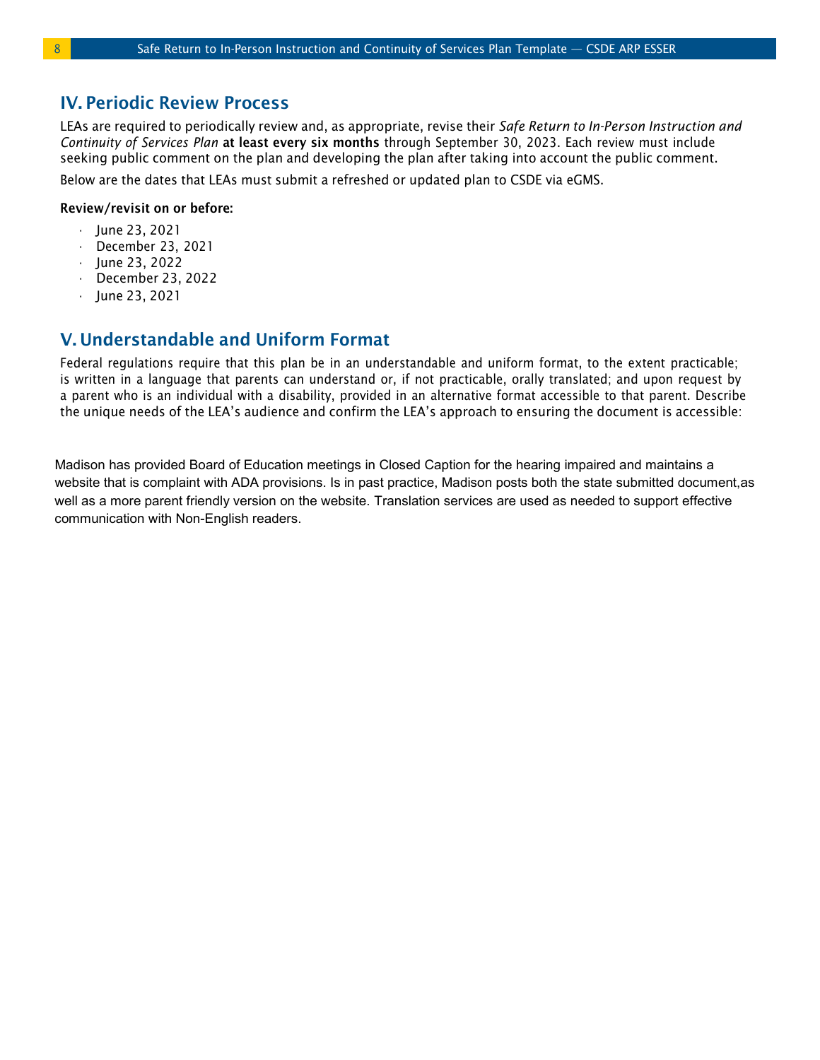## IV. Periodic Review Process

LEAs are required to periodically review and, as appropriate, revise their *Safe Return to In-Person Instruction and Continuity of Services Plan* **at least every six months** through September 30, 2023. Each review must include seeking public comment on the plan and developing the plan after taking into account the public comment.

Below are the dates that LEAs must submit a refreshed or updated plan to CSDE via eGMS.

**Review/revisit on or before:**

- June 23, 2021
- December 23, 2021
- June 23, 2022
- December 23, 2022
- June 23, 2021

## V. Understandable and Uniform Format

Federal regulations require that this plan be in an understandable and uniform format, to the extent practicable; is written in a language that parents can understand or, if not practicable, orally translated; and upon request by a parent who is an individual with a disability, provided in an alternative format accessible to that parent. Describe the unique needs of the LEA's audience and confirm the LEA's approach to ensuring the document is accessible:

Madison has provided Board of Education meetings in Closed Caption for the hearing impaired and maintains a website that is complaint with ADA provisions. Is in past practice, Madison posts both the state submitted document,as well as a more parent friendly version on the website. Translation services are used as needed to support effective communication with Non-English readers.